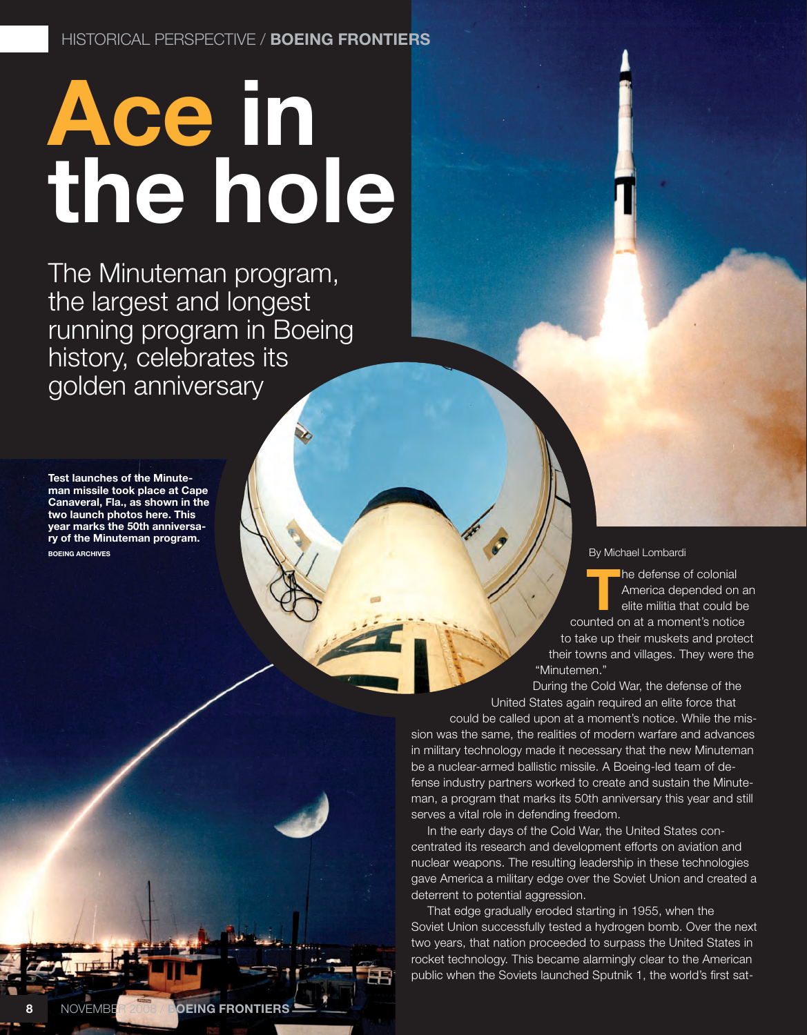# Ace in the hole

## The Minuteman program, the largest and longest running program in Boeing history, celebrates its golden anniversary

**Test launches of the Minuteman missile took place at Cape Canaveral, Fla., as shown in the two launch photos here. This year marks the 50th anniversary of the Minuteman program.** BOEING ARCHIVES

By Michael Lombardi

The defense of colonial America depended on an elite militia that could be counted on at a moment's notice to take up their muskets and protect their towns and villages. They were the "Minutemen."

During the Cold War, the defense of the United States again required an elite force that could be called upon at a moment's notice. While the mission was the same, the realities of modern warfare and advances in military technology made it necessary that the new Minuteman be a nuclear-armed ballistic missile. A Boeing-led team of defense industry partners worked to create and sustain the Minuteman, a program that marks its 50th anniversary this year and still serves a vital role in defending freedom.

In the early days of the Cold War, the United States concentrated its research and development efforts on aviation and nuclear weapons. The resulting leadership in these technologies gave America a military edge over the Soviet Union and created a deterrent to potential aggression.

That edge gradually eroded starting in 1955, when the Soviet Union successfully tested a hydrogen bomb. Over the next two years, that nation proceeded to surpass the United States in rocket technology. This became alarmingly clear to the American public when the Soviets launched Sputnik 1, the world's first sat-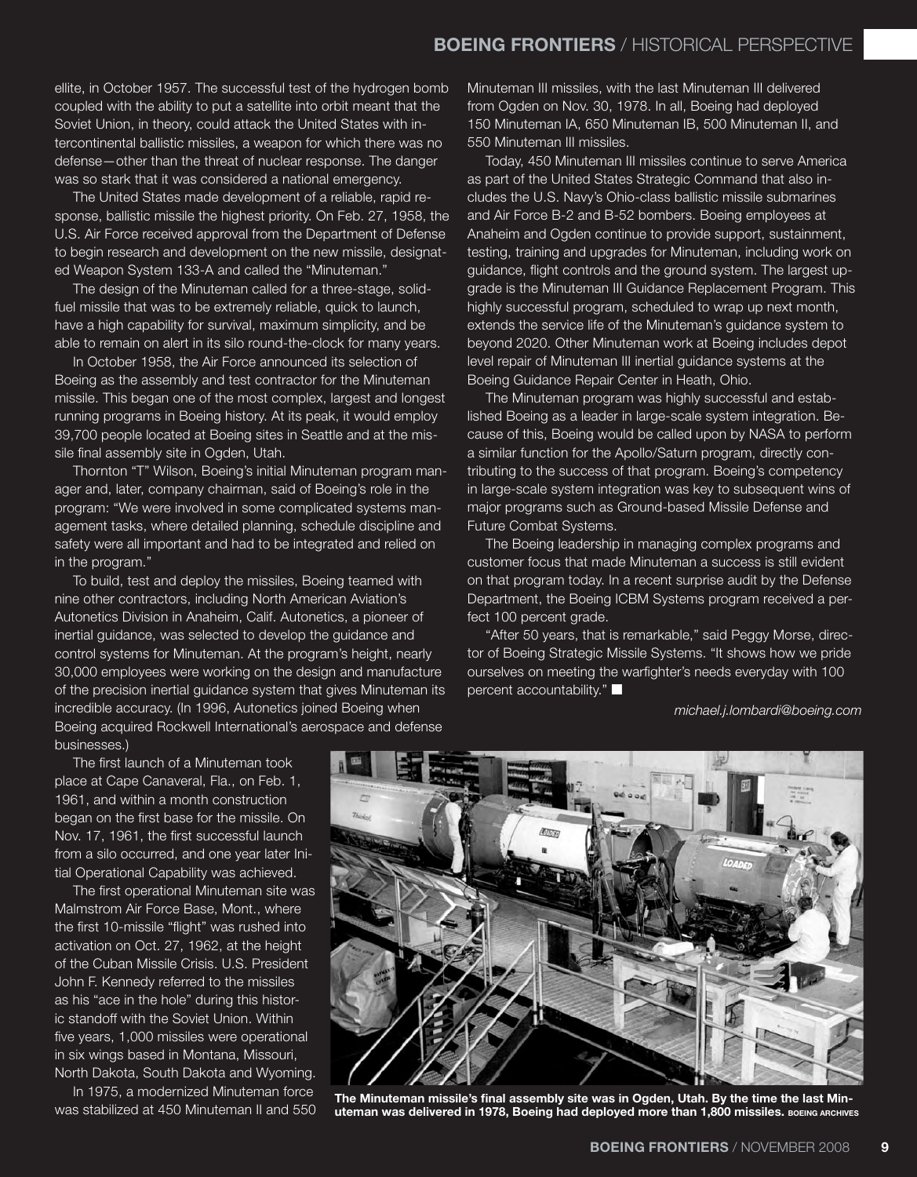ellite, in October 1957. The successful test of the hydrogen bomb coupled with the ability to put a satellite into orbit meant that the Soviet Union, in theory, could attack the United States with intercontinental ballistic missiles, a weapon for which there was no defense—other than the threat of nuclear response. The danger was so stark that it was considered a national emergency.

The United States made development of a reliable, rapid response, ballistic missile the highest priority. On Feb. 27, 1958, the U.S. Air Force received approval from the Department of Defense to begin research and development on the new missile, designated Weapon System 133-A and called the "Minuteman."

The design of the Minuteman called for a three-stage, solid-fuel missile that was to be extremely reliable, quick to launch, have a high capability for survival, maximum simplicity, and be able to remain on alert in its silo round-the-clock for many years.

In October 1958, the Air Force announced its selection of Boeing as the assembly and test contractor for the Minuteman missile. This began one of the most complex, largest and longest running programs in Boeing history. At its peak, it would employ 39,700 people located at Boeing sites in Seattle and at the missile final assembly site in Ogden, Utah.

Thornton "T" Wilson, Boeing's initial Minuteman program manager and, later, company chairman, said of Boeing's role in the program: "We were involved in some complicated systems management tasks, where detailed planning, schedule discipline and safety were all important and had to be integrated and relied on in the program."

To build, test and deploy the missiles, Boeing teamed with nine other contractors, including North American Aviation's Autonetics Division in Anaheim, Calif. Autonetics, a pioneer of inertial guidance, was selected to develop the guidance and control systems for Minuteman. At the program's height, nearly 30,000 employees were working on the design and manufacture of the precision inertial guidance system that gives Minuteman its incredible accuracy. (In 1996, Autonetics joined Boeing when Boeing acquired Rockwell International's aerospace and defense businesses.)

The first launch of a Minuteman took place at Cape Canaveral, Fla., on Feb. 1, 1961, and within a month construction began on the first base for the missile. On Nov. 17, 1961, the first successful launch from a silo occurred, and one year later Initial Operational Capability was achieved.

The first operational Minuteman site was Malmstrom Air Force Base, Mont., where the first 10-missile "flight" was rushed into activation on Oct. 27, 1962, at the height of the Cuban Missile Crisis. U.S. President John F. Kennedy referred to the missiles as his "ace in the hole" during this historic standoff with the Soviet Union. Within five years, 1,000 missiles were operational in six wings based in Montana, Missouri, North Dakota, South Dakota and Wyoming.

In 1975, a modernized Minuteman force was stabilized at 450 Minuteman II and 550 Minuteman III missiles, with the last Minuteman III delivered from Ogden on Nov. 30, 1978. In all, Boeing had deployed 150 Minuteman IA, 650 Minuteman IB, 500 Minuteman II, and 550 Minuteman III missiles.

Today, 450 Minuteman III missiles continue to serve America as part of the United States Strategic Command that also includes the U.S. Navy's Ohio-class ballistic missile submarines and Air Force B-2 and B-52 bombers. Boeing employees at Anaheim and Ogden continue to provide support, sustainment, testing, training and upgrades for Minuteman, including work on guidance, flight controls and the ground system. The largest upgrade is the Minuteman III Guidance Replacement Program. This highly successful program, scheduled to wrap up next month, extends the service life of the Minuteman's guidance system to beyond 2020. Other Minuteman work at Boeing includes depot level repair of Minuteman III inertial guidance systems at the Boeing Guidance Repair Center in Heath, Ohio.

The Minuteman program was highly successful and established Boeing as a leader in large-scale system integration. Because of this, Boeing would be called upon by NASA to perform a similar function for the Apollo/Saturn program, directly contributing to the success of that program. Boeing's competency in large-scale system integration was key to subsequent wins of major programs such as Ground-based Missile Defense and Future Combat Systems.

The Boeing leadership in managing complex programs and customer focus that made Minuteman a success is still evident on that program today. In a recent surprise audit by the Defense Department, the Boeing ICBM Systems program received a perfect 100 percent grade.

"After 50 years, that is remarkable," said Peggy Morse, director of Boeing Strategic Missile Systems. "It shows how we pride ourselves on meeting the warfighter's needs everyday with 100 percent accountability." ■

*michael.j.lombardi@boeing.com*

**The Minuteman missile's final assembly site was in Ogden, Utah. By the time the last Minuteman was delivered in 1978, Boeing had deployed more than 1,800 missiles.** BOEING ARCHIVES